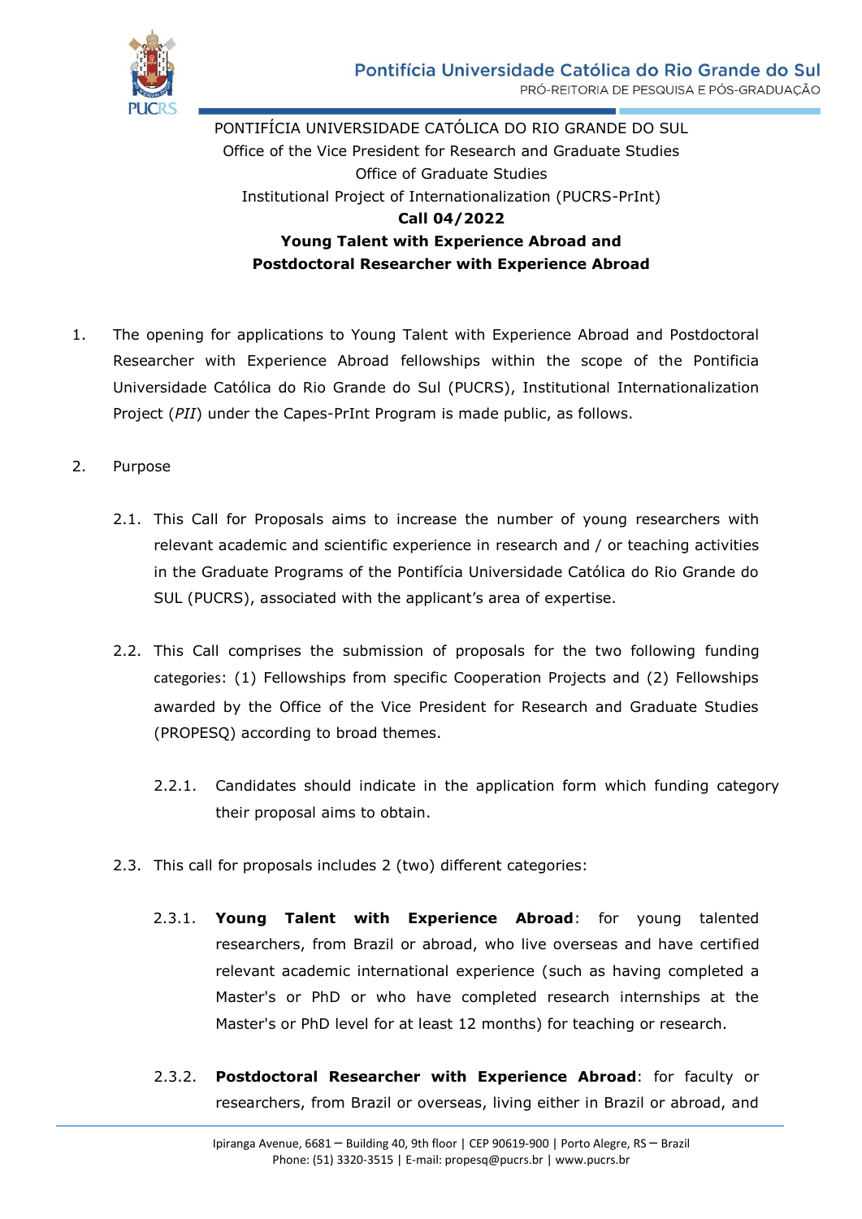PONTIFÍCIA UNIVERSIDADE CATÓLICA DO RIO GRANDE DO SUL
Office of the Vice President for Research and Graduate Studies
Office of Graduate Studies
Institutional Project of Internationalization (PUCRS-PrInt)

**Call 04/2022**

**Young Talent with Experience Abroad and Postdoctoral Researcher with Experience Abroad**

1. The opening for applications to Young Talent with Experience Abroad and Postdoctoral Researcher with Experience Abroad fellowships within the scope of the Pontificia Universidade Católica do Rio Grande do Sul (PUCRS), Institutional Internationalization Project (*PII*) under the Capes-PrInt Program is made public, as follows.

2. Purpose

   2.1. This Call for Proposals aims to increase the number of young researchers with relevant academic and scientific experience in research and / or teaching activities in the Graduate Programs of the Pontifícia Universidade Católica do Rio Grande do SUL (PUCRS), associated with the applicant's area of expertise.

   2.2. This Call comprises the submission of proposals for the two following funding categories: (1) Fellowships from specific Cooperation Projects and (2) Fellowships awarded by the Office of the Vice President for Research and Graduate Studies (PROPESQ) according to broad themes.

      2.2.1. Candidates should indicate in the application form which funding category their proposal aims to obtain.

   2.3. This call for proposals includes 2 (two) different categories:

      2.3.1. **Young Talent with Experience Abroad**: for young talented researchers, from Brazil or abroad, who live overseas and have certified relevant academic international experience (such as having completed a Master's or PhD or who have completed research internships at the Master's or PhD level for at least 12 months) for teaching or research.

      2.3.2. **Postdoctoral Researcher with Experience Abroad**: for faculty or researchers, from Brazil or overseas, living either in Brazil or abroad, and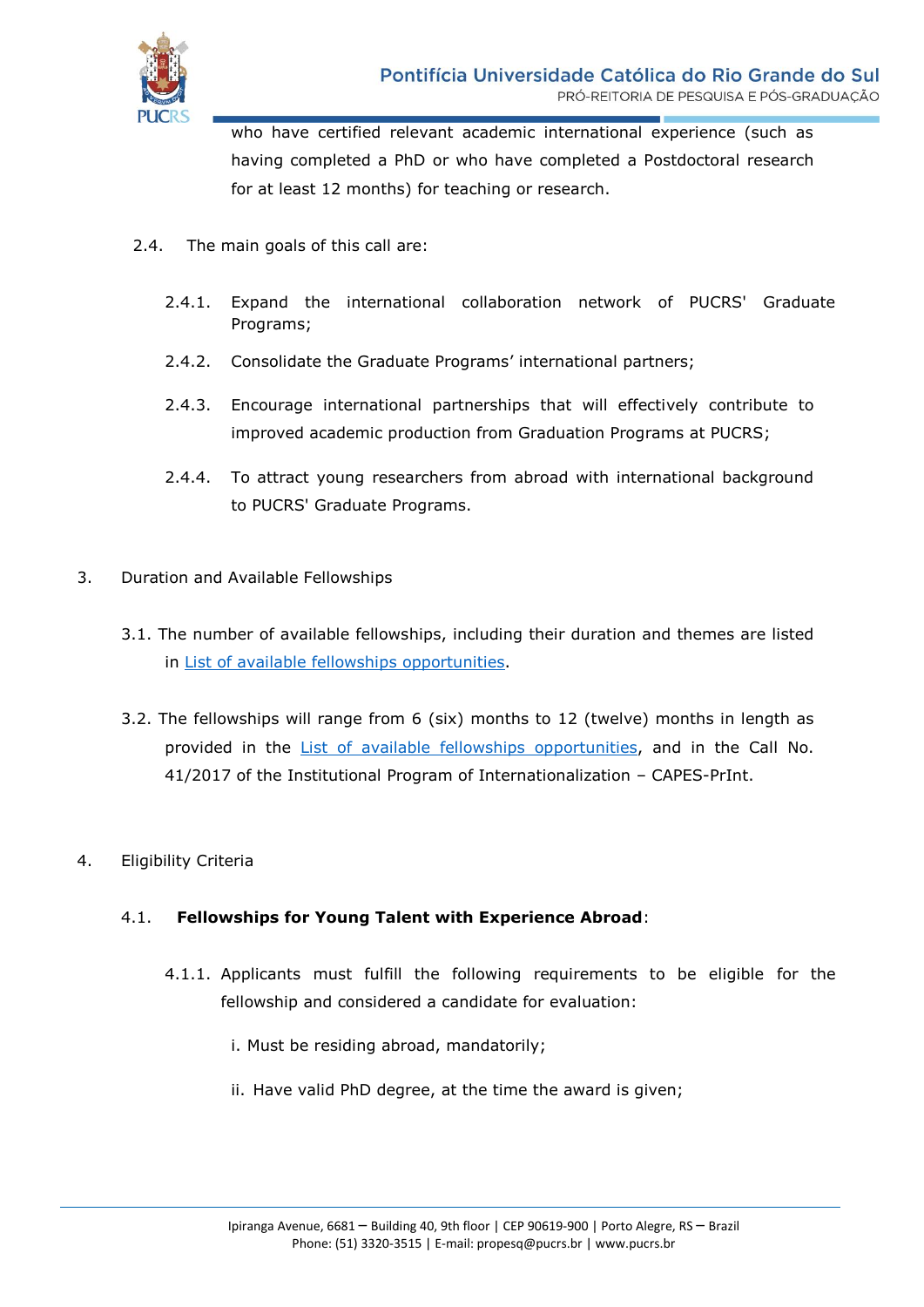who have certified relevant academic international experience (such as having completed a PhD or who have completed a Postdoctoral research for at least 12 months) for teaching or research.

2.4. The main goals of this call are:

2.4.1. Expand the international collaboration network of PUCRS' Graduate Programs;

2.4.2. Consolidate the Graduate Programs' international partners;

2.4.3. Encourage international partnerships that will effectively contribute to improved academic production from Graduation Programs at PUCRS;

2.4.4. To attract young researchers from abroad with international background to PUCRS' Graduate Programs.

3. Duration and Available Fellowships

3.1. The number of available fellowships, including their duration and themes are listed in List of available fellowships opportunities.

3.2. The fellowships will range from 6 (six) months to 12 (twelve) months in length as provided in the List of available fellowships opportunities, and in the Call No. 41/2017 of the Institutional Program of Internationalization – CAPES-PrInt.

4. Eligibility Criteria

4.1. **Fellowships for Young Talent with Experience Abroad**:

4.1.1. Applicants must fulfill the following requirements to be eligible for the fellowship and considered a candidate for evaluation:

i. Must be residing abroad, mandatorily;

ii. Have valid PhD degree, at the time the award is given;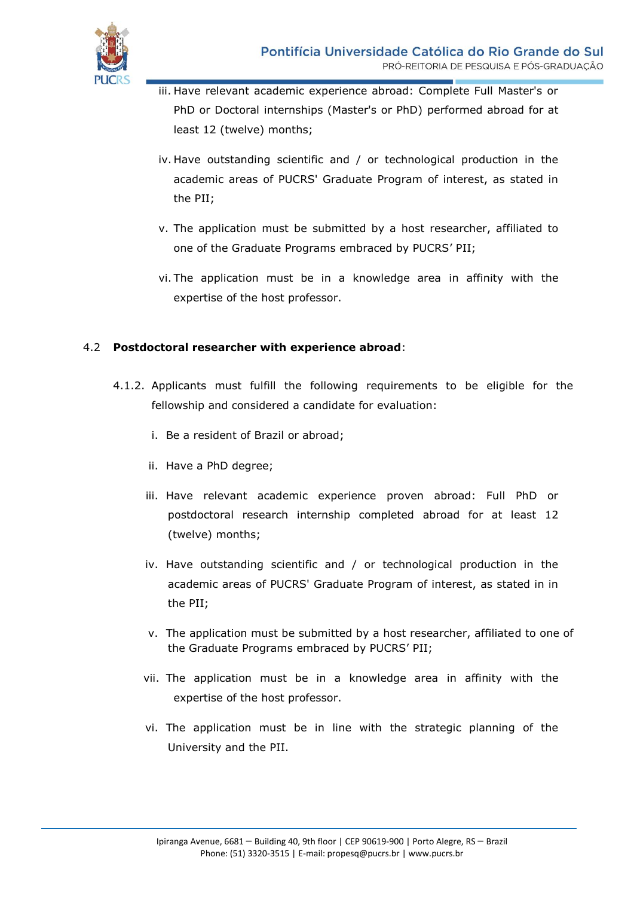iii. Have relevant academic experience abroad: Complete Full Master's or PhD or Doctoral internships (Master's or PhD) performed abroad for at least 12 (twelve) months;

iv. Have outstanding scientific and / or technological production in the academic areas of PUCRS' Graduate Program of interest, as stated in the PII;

v. The application must be submitted by a host researcher, affiliated to one of the Graduate Programs embraced by PUCRS' PII;

vi. The application must be in a knowledge area in affinity with the expertise of the host professor.

4.2 **Postdoctoral researcher with experience abroad**:

4.1.2. Applicants must fulfill the following requirements to be eligible for the fellowship and considered a candidate for evaluation:

i. Be a resident of Brazil or abroad;

ii. Have a PhD degree;

iii. Have relevant academic experience proven abroad: Full PhD or postdoctoral research internship completed abroad for at least 12 (twelve) months;

iv. Have outstanding scientific and / or technological production in the academic areas of PUCRS' Graduate Program of interest, as stated in in the PII;

v. The application must be submitted by a host researcher, affiliated to one of the Graduate Programs embraced by PUCRS' PII;

vii. The application must be in a knowledge area in affinity with the expertise of the host professor.

vi. The application must be in line with the strategic planning of the University and the PII.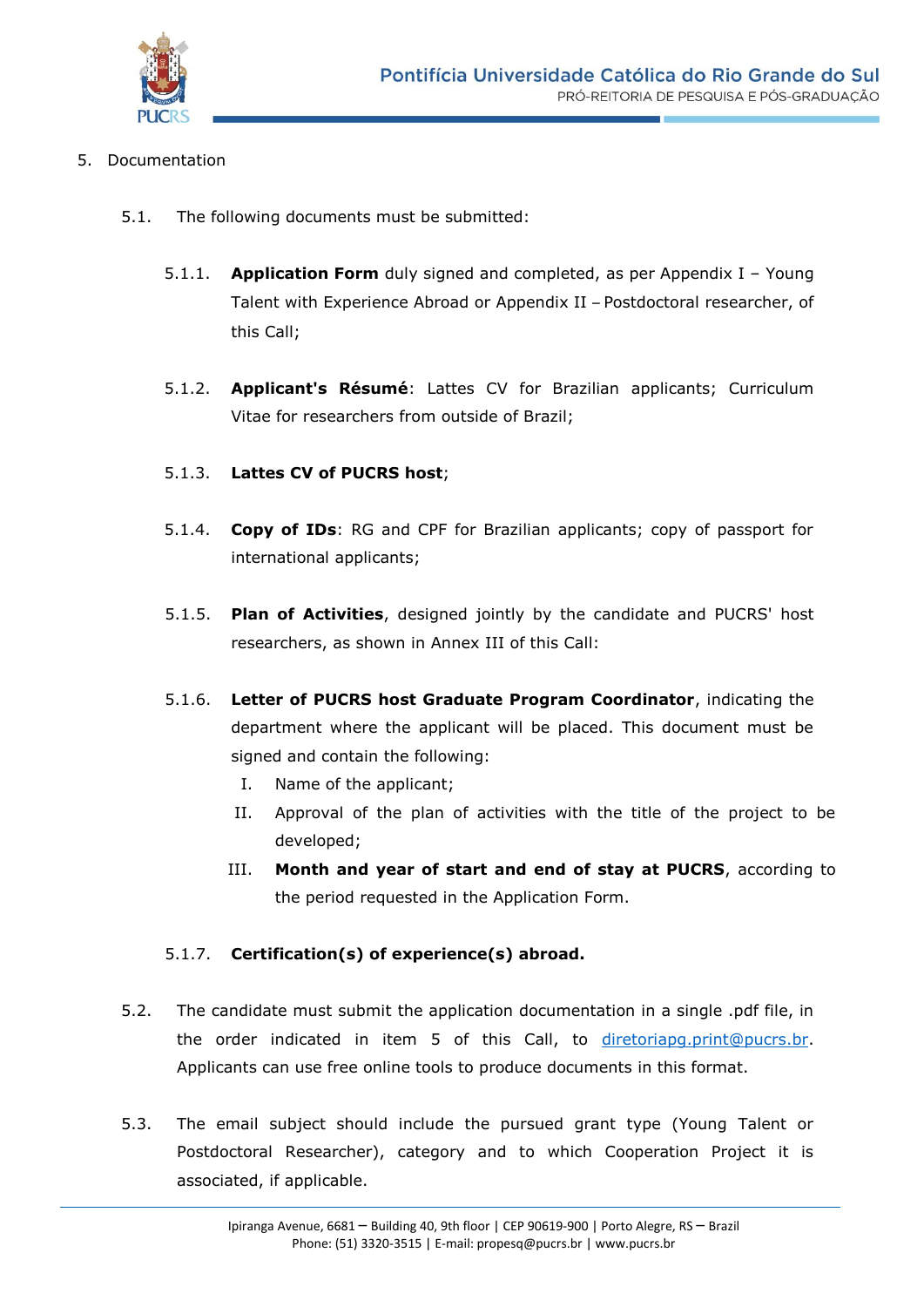5. Documentation

5.1. The following documents must be submitted:

5.1.1. **Application Form** duly signed and completed, as per Appendix I – Young Talent with Experience Abroad or Appendix II – Postdoctoral researcher, of this Call;

5.1.2. **Applicant's Résumé**: Lattes CV for Brazilian applicants; Curriculum Vitae for researchers from outside of Brazil;

5.1.3. **Lattes CV of PUCRS host**;

5.1.4. **Copy of IDs**: RG and CPF for Brazilian applicants; copy of passport for international applicants;

5.1.5. **Plan of Activities**, designed jointly by the candidate and PUCRS' host researchers, as shown in Annex III of this Call:

5.1.6. **Letter of PUCRS host Graduate Program Coordinator**, indicating the department where the applicant will be placed. This document must be signed and contain the following:

I. Name of the applicant;

II. Approval of the plan of activities with the title of the project to be developed;

III. **Month and year of start and end of stay at PUCRS**, according to the period requested in the Application Form.

5.1.7. **Certification(s) of experience(s) abroad.**

5.2. The candidate must submit the application documentation in a single .pdf file, in the order indicated in item 5 of this Call, to diretoriapg.print@pucrs.br. Applicants can use free online tools to produce documents in this format.

5.3. The email subject should include the pursued grant type (Young Talent or Postdoctoral Researcher), category and to which Cooperation Project it is associated, if applicable.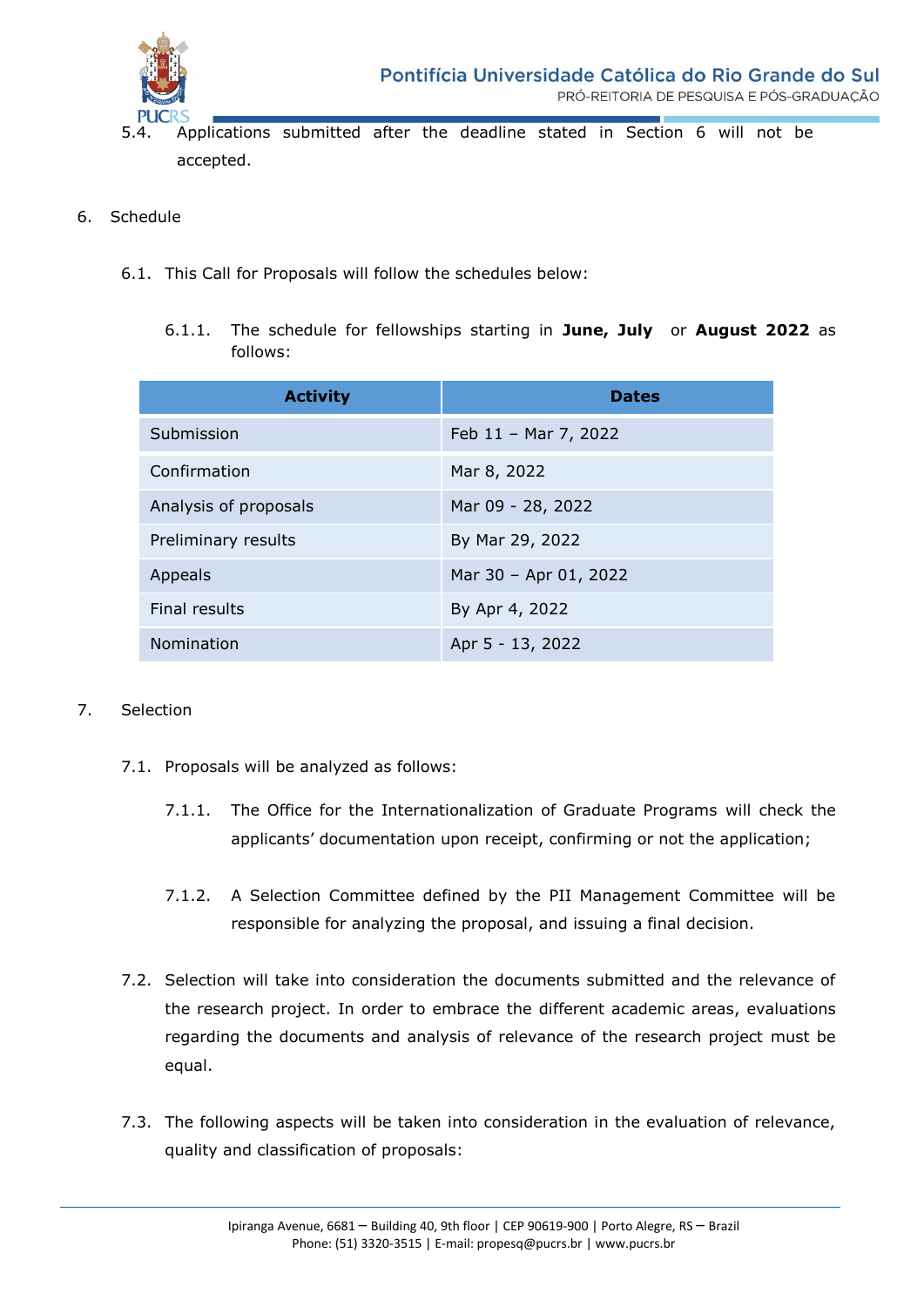5.4. Applications submitted after the deadline stated in Section 6 will not be accepted.

6. Schedule

6.1. This Call for Proposals will follow the schedules below:

6.1.1. The schedule for fellowships starting in **June, July** or **August 2022** as follows:

| Activity | Dates |
|---|---|
| Submission | Feb 11 – Mar 7, 2022 |
| Confirmation | Mar 8, 2022 |
| Analysis of proposals | Mar 09 - 28, 2022 |
| Preliminary results | By Mar 29, 2022 |
| Appeals | Mar 30 – Apr 01, 2022 |
| Final results | By Apr 4, 2022 |
| Nomination | Apr 5 - 13, 2022 |

7. Selection

7.1. Proposals will be analyzed as follows:

7.1.1. The Office for the Internationalization of Graduate Programs will check the applicants' documentation upon receipt, confirming or not the application;

7.1.2. A Selection Committee defined by the PII Management Committee will be responsible for analyzing the proposal, and issuing a final decision.

7.2. Selection will take into consideration the documents submitted and the relevance of the research project. In order to embrace the different academic areas, evaluations regarding the documents and analysis of relevance of the research project must be equal.

7.3. The following aspects will be taken into consideration in the evaluation of relevance, quality and classification of proposals: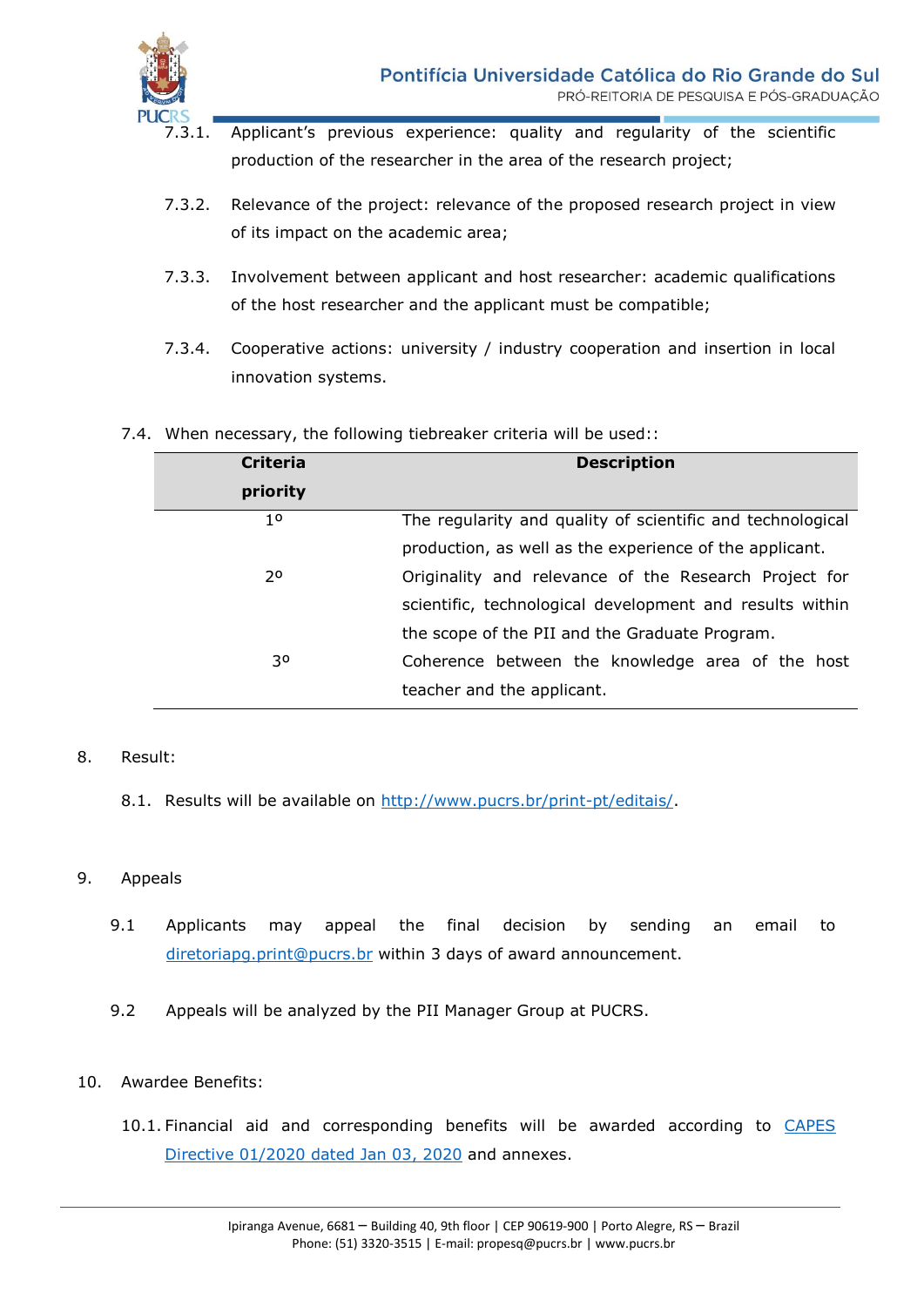7.3.1. Applicant's previous experience: quality and regularity of the scientific production of the researcher in the area of the research project;

7.3.2. Relevance of the project: relevance of the proposed research project in view of its impact on the academic area;

7.3.3. Involvement between applicant and host researcher: academic qualifications of the host researcher and the applicant must be compatible;

7.3.4. Cooperative actions: university / industry cooperation and insertion in local innovation systems.

7.4. When necessary, the following tiebreaker criteria will be used::

| Criteria priority | Description |
|---|---|
| 1º | The regularity and quality of scientific and technological production, as well as the experience of the applicant. |
| 2º | Originality and relevance of the Research Project for scientific, technological development and results within the scope of the PII and the Graduate Program. |
| 3º | Coherence between the knowledge area of the host teacher and the applicant. |

8. Result:

8.1. Results will be available on [http://www.pucrs.br/print-pt/editais/](http://www.pucrs.br/print-pt/editais/).

9. Appeals

9.1 Applicants may appeal the final decision by sending an email to diretoriapg.print@pucrs.br within 3 days of award announcement.

9.2 Appeals will be analyzed by the PII Manager Group at PUCRS.

10. Awardee Benefits:

10.1. Financial aid and corresponding benefits will be awarded according to CAPES Directive 01/2020 dated Jan 03, 2020 and annexes.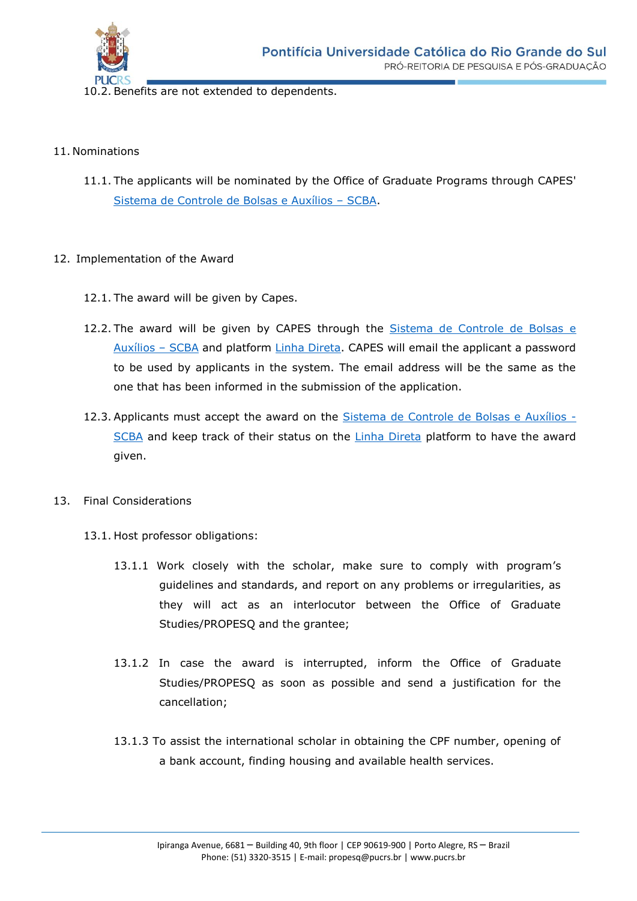10.2. Benefits are not extended to dependents.

11. Nominations

    11.1. The applicants will be nominated by the Office of Graduate Programs through CAPES' Sistema de Controle de Bolsas e Auxílios – SCBA.

12. Implementation of the Award

    12.1. The award will be given by Capes.

    12.2. The award will be given by CAPES through the Sistema de Controle de Bolsas e Auxílios – SCBA and platform Linha Direta. CAPES will email the applicant a password to be used by applicants in the system. The email address will be the same as the one that has been informed in the submission of the application.

    12.3. Applicants must accept the award on the Sistema de Controle de Bolsas e Auxílios - SCBA and keep track of their status on the Linha Direta platform to have the award given.

13. Final Considerations

    13.1. Host professor obligations:

        13.1.1 Work closely with the scholar, make sure to comply with program's guidelines and standards, and report on any problems or irregularities, as they will act as an interlocutor between the Office of Graduate Studies/PROPESQ and the grantee;

        13.1.2 In case the award is interrupted, inform the Office of Graduate Studies/PROPESQ as soon as possible and send a justification for the cancellation;

        13.1.3 To assist the international scholar in obtaining the CPF number, opening of a bank account, finding housing and available health services.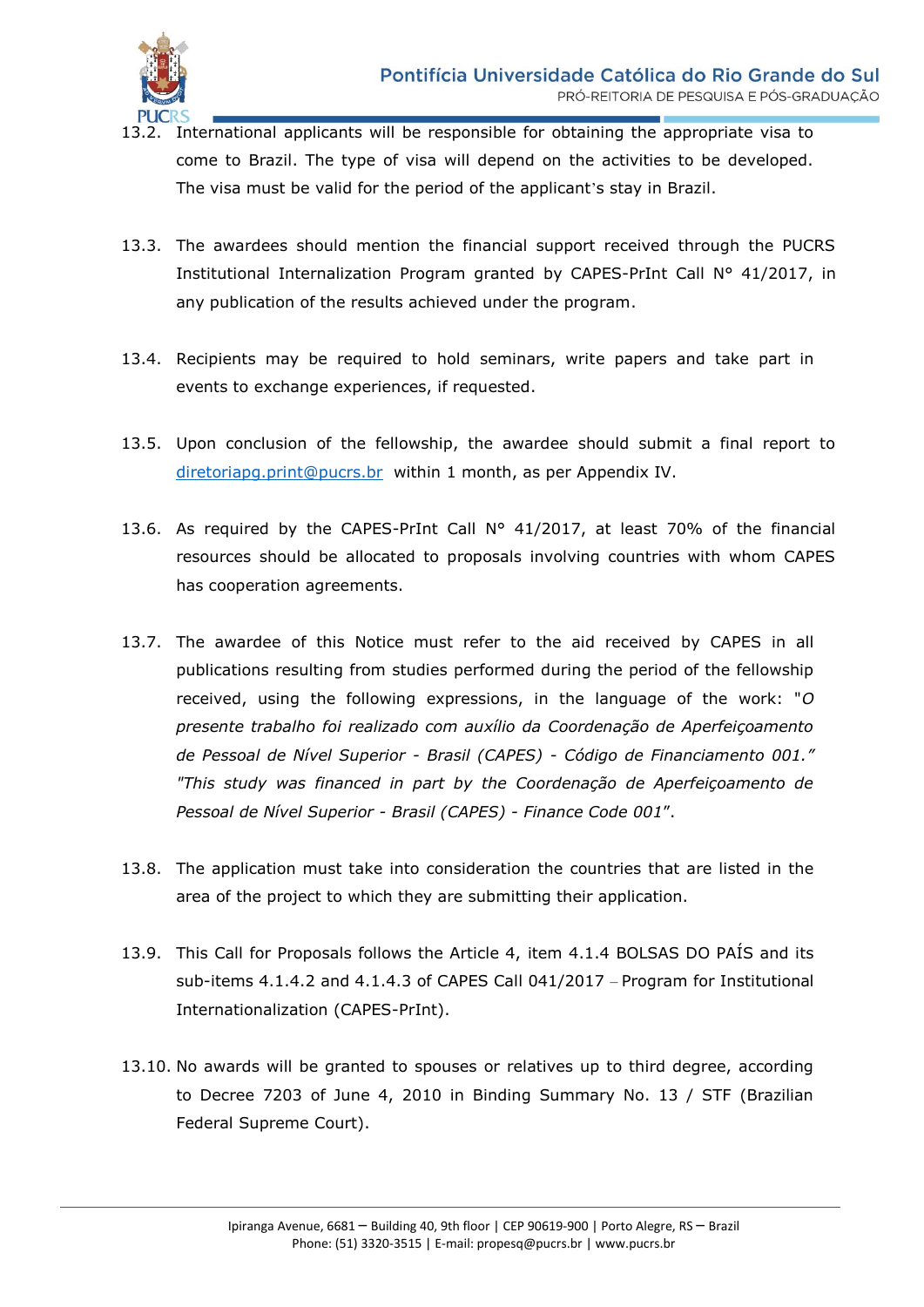13.2. International applicants will be responsible for obtaining the appropriate visa to come to Brazil. The type of visa will depend on the activities to be developed. The visa must be valid for the period of the applicant's stay in Brazil.

13.3. The awardees should mention the financial support received through the PUCRS Institutional Internalization Program granted by CAPES-PrInt Call N° 41/2017, in any publication of the results achieved under the program.

13.4. Recipients may be required to hold seminars, write papers and take part in events to exchange experiences, if requested.

13.5. Upon conclusion of the fellowship, the awardee should submit a final report to diretoriapg.print@pucrs.br within 1 month, as per Appendix IV.

13.6. As required by the CAPES-PrInt Call N° 41/2017, at least 70% of the financial resources should be allocated to proposals involving countries with whom CAPES has cooperation agreements.

13.7. The awardee of this Notice must refer to the aid received by CAPES in all publications resulting from studies performed during the period of the fellowship received, using the following expressions, in the language of the work: "*O presente trabalho foi realizado com auxílio da Coordenação de Aperfeiçoamento de Pessoal de Nível Superior - Brasil (CAPES) - Código de Financiamento 001." "This study was financed in part by the Coordenação de Aperfeiçoamento de Pessoal de Nível Superior - Brasil (CAPES) - Finance Code 001*".

13.8. The application must take into consideration the countries that are listed in the area of the project to which they are submitting their application.

13.9. This Call for Proposals follows the Article 4, item 4.1.4 BOLSAS DO PAÍS and its sub-items 4.1.4.2 and 4.1.4.3 of CAPES Call 041/2017 – Program for Institutional Internationalization (CAPES-PrInt).

13.10. No awards will be granted to spouses or relatives up to third degree, according to Decree 7203 of June 4, 2010 in Binding Summary No. 13 / STF (Brazilian Federal Supreme Court).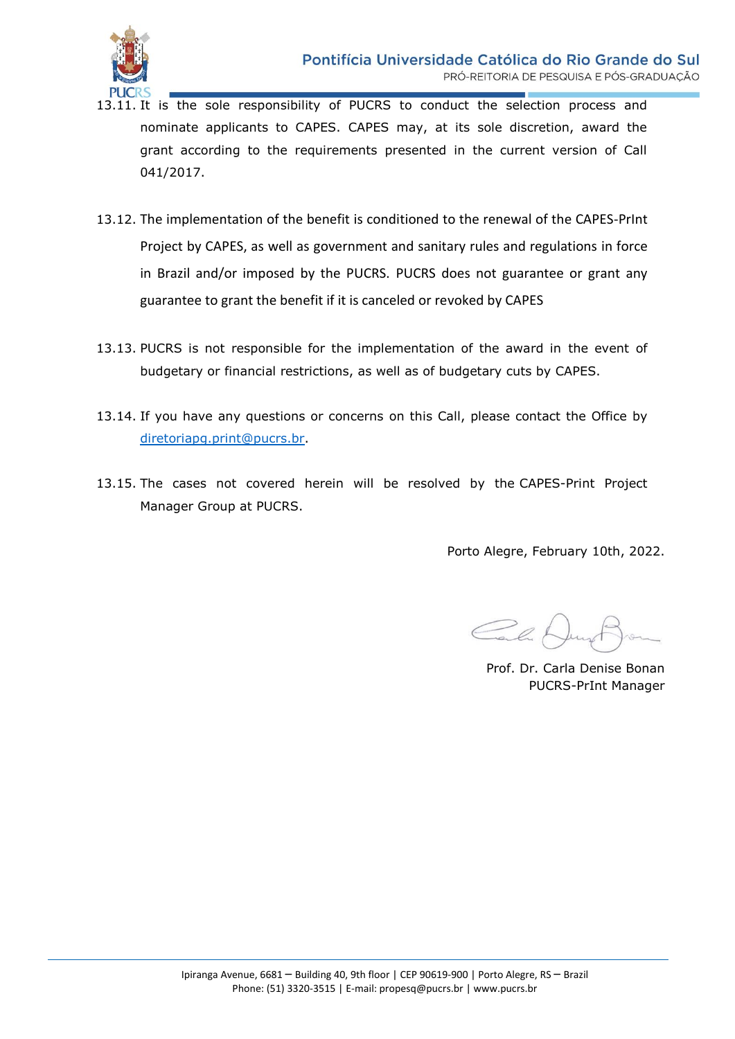13.11. It is the sole responsibility of PUCRS to conduct the selection process and nominate applicants to CAPES. CAPES may, at its sole discretion, award the grant according to the requirements presented in the current version of Call 041/2017.

13.12. The implementation of the benefit is conditioned to the renewal of the CAPES-PrInt Project by CAPES, as well as government and sanitary rules and regulations in force in Brazil and/or imposed by the PUCRS. PUCRS does not guarantee or grant any guarantee to grant the benefit if it is canceled or revoked by CAPES

13.13. PUCRS is not responsible for the implementation of the award in the event of budgetary or financial restrictions, as well as of budgetary cuts by CAPES.

13.14. If you have any questions or concerns on this Call, please contact the Office by diretoriapg.print@pucrs.br.

13.15. The cases not covered herein will be resolved by the CAPES-Print Project Manager Group at PUCRS.

Porto Alegre, February 10th, 2022.

Prof. Dr. Carla Denise Bonan
PUCRS-PrInt Manager